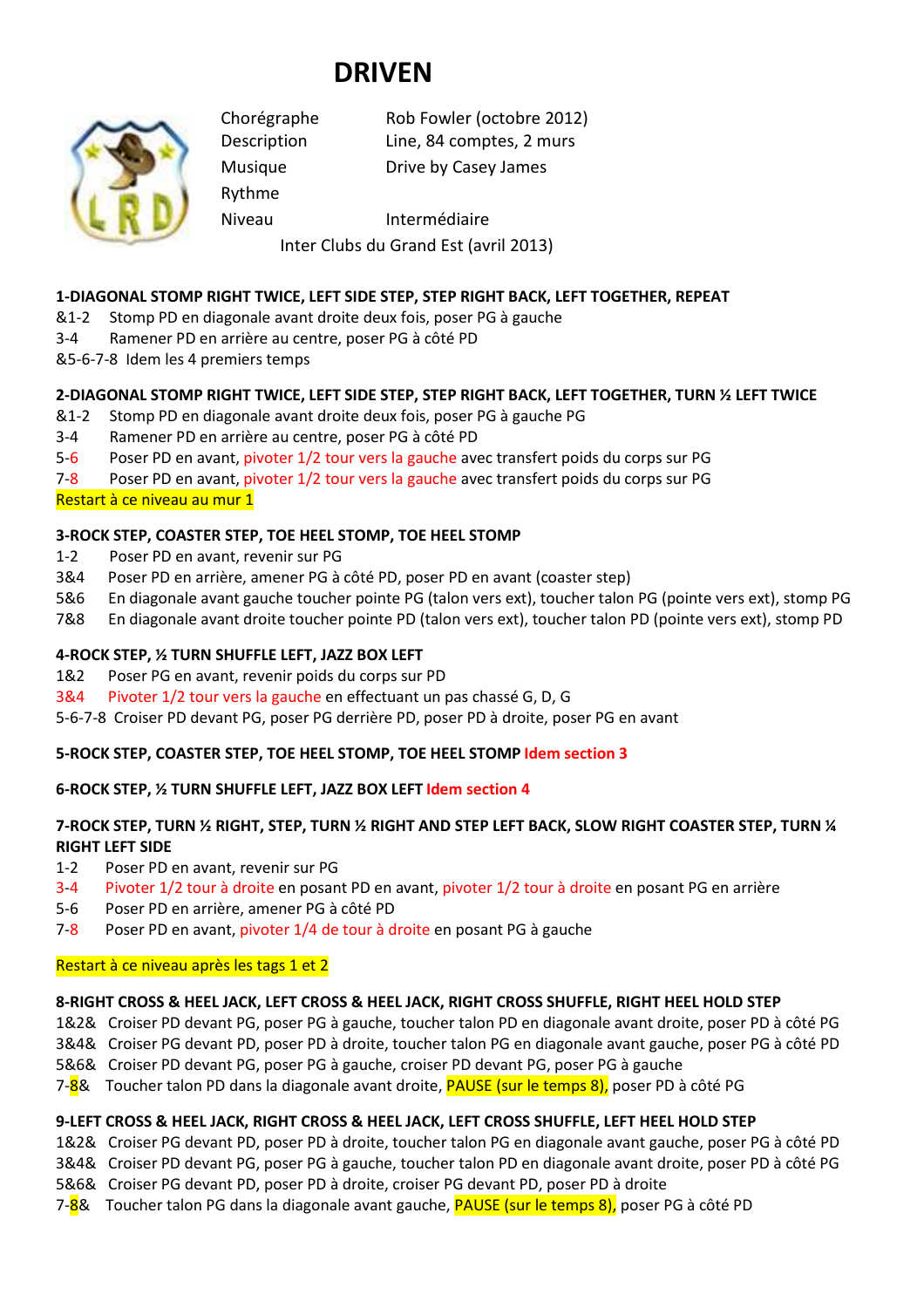# DRIVEN

| | |
|---|---|
| Chorégraphe | Rob Fowler (octobre 2012) |
| Description | Line, 84 comptes, 2 murs |
| Musique | Drive by Casey James |
| Rythme | |
| Niveau | Intermédiaire |

Inter Clubs du Grand Est (avril 2013)

**1-DIAGONAL STOMP RIGHT TWICE, LEFT SIDE STEP, STEP RIGHT BACK, LEFT TOGETHER, REPEAT**

&1-2 Stomp PD en diagonale avant droite deux fois, poser PG à gauche
3-4 Ramener PD en arrière au centre, poser PG à côté PD
&5-6-7-8 Idem les 4 premiers temps

**2-DIAGONAL STOMP RIGHT TWICE, LEFT SIDE STEP, STEP RIGHT BACK, LEFT TOGETHER, TURN ½ LEFT TWICE**

&1-2 Stomp PD en diagonale avant droite deux fois, poser PG à gauche PG
3-4 Ramener PD en arrière au centre, poser PG à côté PD
5-6 Poser PD en avant, pivoter 1/2 tour vers la gauche avec transfert poids du corps sur PG
7-8 Poser PD en avant, pivoter 1/2 tour vers la gauche avec transfert poids du corps sur PG

Restart à ce niveau au mur 1

**3-ROCK STEP, COASTER STEP, TOE HEEL STOMP, TOE HEEL STOMP**

1-2 Poser PD en avant, revenir sur PG
3&4 Poser PD en arrière, amener PG à côté PD, poser PD en avant (coaster step)
5&6 En diagonale avant gauche toucher pointe PG (talon vers ext), toucher talon PG (pointe vers ext), stomp PG
7&8 En diagonale avant droite toucher pointe PD (talon vers ext), toucher talon PD (pointe vers ext), stomp PD

**4-ROCK STEP, ½ TURN SHUFFLE LEFT, JAZZ BOX LEFT**

1&2 Poser PG en avant, revenir poids du corps sur PD
3&4 Pivoter 1/2 tour vers la gauche en effectuant un pas chassé G, D, G
5-6-7-8 Croiser PD devant PG, poser PG derrière PD, poser PD à droite, poser PG en avant

**5-ROCK STEP, COASTER STEP, TOE HEEL STOMP, TOE HEEL STOMP Idem section 3**

**6-ROCK STEP, ½ TURN SHUFFLE LEFT, JAZZ BOX LEFT Idem section 4**

**7-ROCK STEP, TURN ½ RIGHT, STEP, TURN ½ RIGHT AND STEP LEFT BACK, SLOW RIGHT COASTER STEP, TURN ¼ RIGHT LEFT SIDE**

1-2 Poser PD en avant, revenir sur PG
3-4 Pivoter 1/2 tour à droite en posant PD en avant, pivoter 1/2 tour à droite en posant PG en arrière
5-6 Poser PD en arrière, amener PG à côté PD
7-8 Poser PD en avant, pivoter 1/4 de tour à droite en posant PG à gauche

Restart à ce niveau après les tags 1 et 2

**8-RIGHT CROSS & HEEL JACK, LEFT CROSS & HEEL JACK, RIGHT CROSS SHUFFLE, RIGHT HEEL HOLD STEP**

1&2& Croiser PD devant PG, poser PG à gauche, toucher talon PD en diagonale avant droite, poser PD à côté PG
3&4& Croiser PG devant PD, poser PD à droite, toucher talon PG en diagonale avant gauche, poser PG à côté PD
5&6& Croiser PD devant PG, poser PG à gauche, croiser PD devant PG, poser PG à gauche
7-8& Toucher talon PD dans la diagonale avant droite, PAUSE (sur le temps 8), poser PD à côté PG

**9-LEFT CROSS & HEEL JACK, RIGHT CROSS & HEEL JACK, LEFT CROSS SHUFFLE, LEFT HEEL HOLD STEP**

1&2& Croiser PG devant PD, poser PD à droite, toucher talon PG en diagonale avant gauche, poser PG à côté PD
3&4& Croiser PD devant PG, poser PG à gauche, toucher talon PD en diagonale avant droite, poser PD à côté PG
5&6& Croiser PG devant PD, poser PD à droite, croiser PG devant PD, poser PD à droite
7-8& Toucher talon PG dans la diagonale avant gauche, PAUSE (sur le temps 8), poser PG à côté PD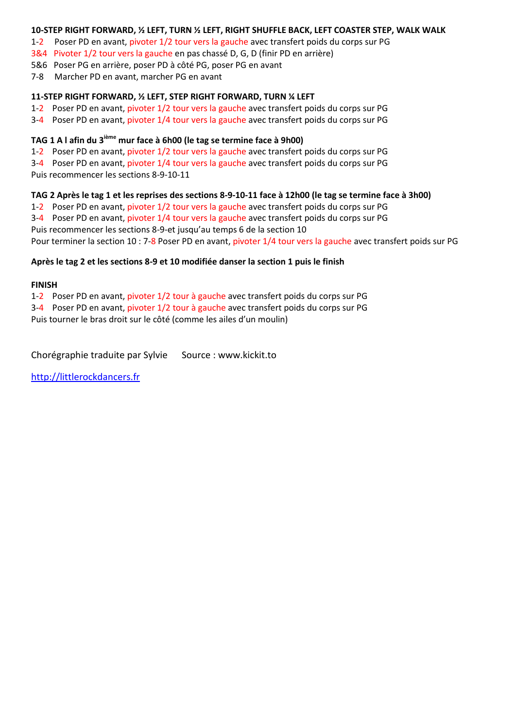**10-STEP RIGHT FORWARD, ½ LEFT, TURN ½ LEFT, RIGHT SHUFFLE BACK, LEFT COASTER STEP, WALK WALK**

1-2 Poser PD en avant, pivoter 1/2 tour vers la gauche avec transfert poids du corps sur PG
3&4 Pivoter 1/2 tour vers la gauche en pas chassé D, G, D (finir PD en arrière)
5&6 Poser PG en arrière, poser PD à côté PG, poser PG en avant
7-8 Marcher PD en avant, marcher PG en avant

**11-STEP RIGHT FORWARD, ½ LEFT, STEP RIGHT FORWARD, TURN ¼ LEFT**

1-2 Poser PD en avant, pivoter 1/2 tour vers la gauche avec transfert poids du corps sur PG
3-4 Poser PD en avant, pivoter 1/4 tour vers la gauche avec transfert poids du corps sur PG

**TAG 1 A l afin du 3ième mur face à 6h00 (le tag se termine face à 9h00)**

1-2 Poser PD en avant, pivoter 1/2 tour vers la gauche avec transfert poids du corps sur PG
3-4 Poser PD en avant, pivoter 1/4 tour vers la gauche avec transfert poids du corps sur PG
Puis recommencer les sections 8-9-10-11

**TAG 2 Après le tag 1 et les reprises des sections 8-9-10-11 face à 12h00 (le tag se termine face à 3h00)**

1-2 Poser PD en avant, pivoter 1/2 tour vers la gauche avec transfert poids du corps sur PG
3-4 Poser PD en avant, pivoter 1/4 tour vers la gauche avec transfert poids du corps sur PG
Puis recommencer les sections 8-9-et jusqu'au temps 6 de la section 10
Pour terminer la section 10 : 7-8 Poser PD en avant, pivoter 1/4 tour vers la gauche avec transfert poids sur PG

**Après le tag 2 et les sections 8-9 et 10 modifiée danser la section 1 puis le finish**

**FINISH**

1-2 Poser PD en avant, pivoter 1/2 tour à gauche avec transfert poids du corps sur PG
3-4 Poser PD en avant, pivoter 1/2 tour à gauche avec transfert poids du corps sur PG
Puis tourner le bras droit sur le côté (comme les ailes d'un moulin)

Chorégraphie traduite par Sylvie Source : www.kickit.to

http://littlerockdancers.fr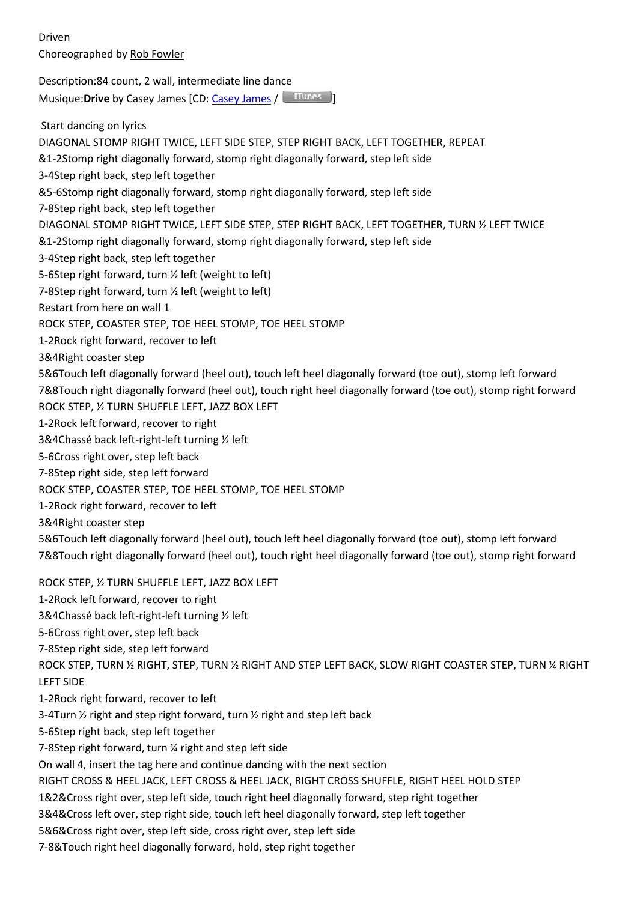Driven

Choreographed by Rob Fowler

Description:84 count, 2 wall, intermediate line dance

Musique:**Drive** by Casey James [CD: Casey James / iTunes]

Start dancing on lyrics

DIAGONAL STOMP RIGHT TWICE, LEFT SIDE STEP, STEP RIGHT BACK, LEFT TOGETHER, REPEAT

&1-2Stomp right diagonally forward, stomp right diagonally forward, step left side

3-4Step right back, step left together

&5-6Stomp right diagonally forward, stomp right diagonally forward, step left side

7-8Step right back, step left together

DIAGONAL STOMP RIGHT TWICE, LEFT SIDE STEP, STEP RIGHT BACK, LEFT TOGETHER, TURN ½ LEFT TWICE

&1-2Stomp right diagonally forward, stomp right diagonally forward, step left side

3-4Step right back, step left together

5-6Step right forward, turn ½ left (weight to left)

7-8Step right forward, turn ½ left (weight to left)

Restart from here on wall 1

ROCK STEP, COASTER STEP, TOE HEEL STOMP, TOE HEEL STOMP

1-2Rock right forward, recover to left

3&4Right coaster step

5&6Touch left diagonally forward (heel out), touch left heel diagonally forward (toe out), stomp left forward

7&8Touch right diagonally forward (heel out), touch right heel diagonally forward (toe out), stomp right forward

ROCK STEP, ½ TURN SHUFFLE LEFT, JAZZ BOX LEFT

1-2Rock left forward, recover to right

3&4Chassé back left-right-left turning ½ left

5-6Cross right over, step left back

7-8Step right side, step left forward

ROCK STEP, COASTER STEP, TOE HEEL STOMP, TOE HEEL STOMP

1-2Rock right forward, recover to left

3&4Right coaster step

5&6Touch left diagonally forward (heel out), touch left heel diagonally forward (toe out), stomp left forward

7&8Touch right diagonally forward (heel out), touch right heel diagonally forward (toe out), stomp right forward

ROCK STEP, ½ TURN SHUFFLE LEFT, JAZZ BOX LEFT

1-2Rock left forward, recover to right

3&4Chassé back left-right-left turning ½ left

5-6Cross right over, step left back

7-8Step right side, step left forward

ROCK STEP, TURN ½ RIGHT, STEP, TURN ½ RIGHT AND STEP LEFT BACK, SLOW RIGHT COASTER STEP, TURN ¼ RIGHT LEFT SIDE

1-2Rock right forward, recover to left

3-4Turn ½ right and step right forward, turn ½ right and step left back

5-6Step right back, step left together

7-8Step right forward, turn ¼ right and step left side

On wall 4, insert the tag here and continue dancing with the next section

RIGHT CROSS & HEEL JACK, LEFT CROSS & HEEL JACK, RIGHT CROSS SHUFFLE, RIGHT HEEL HOLD STEP

1&2&Cross right over, step left side, touch right heel diagonally forward, step right together

3&4&Cross left over, step right side, touch left heel diagonally forward, step left together

5&6&Cross right over, step left side, cross right over, step left side

7-8&Touch right heel diagonally forward, hold, step right together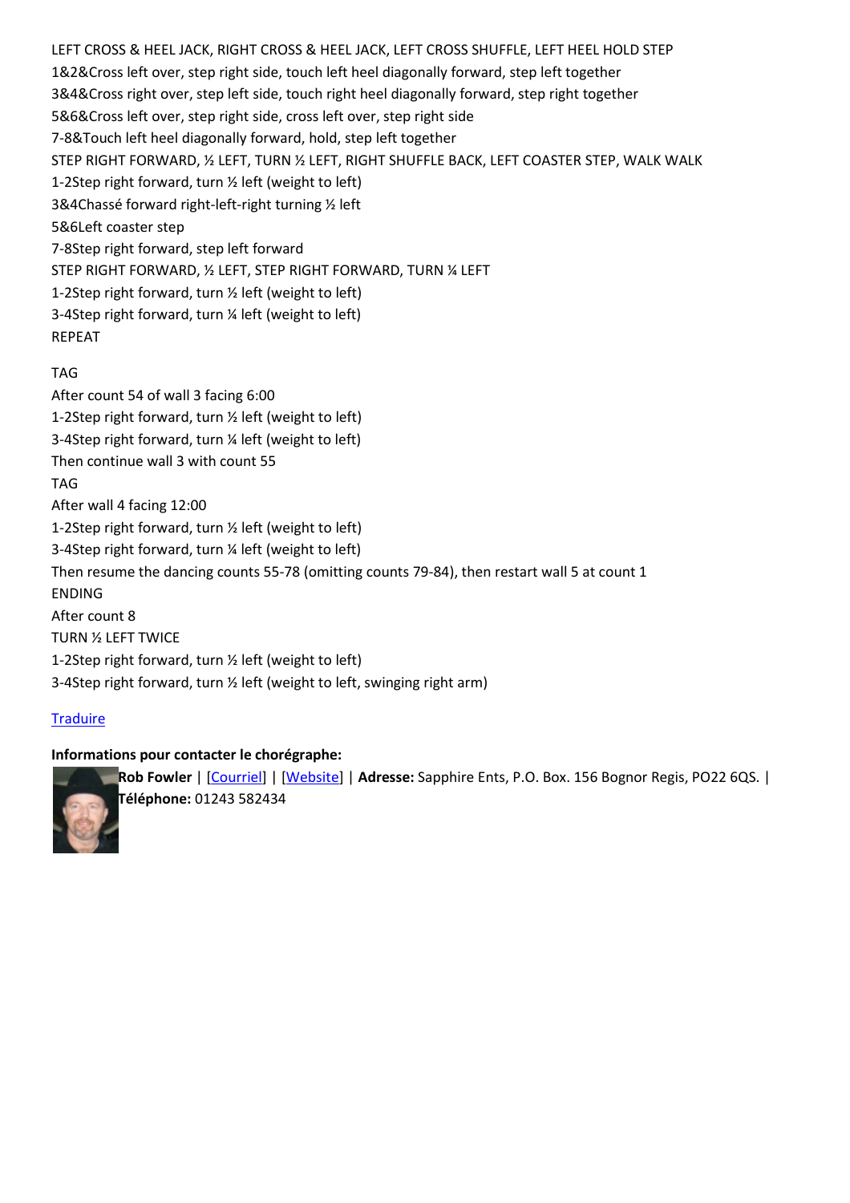LEFT CROSS & HEEL JACK, RIGHT CROSS & HEEL JACK, LEFT CROSS SHUFFLE, LEFT HEEL HOLD STEP

1&2&Cross left over, step right side, touch left heel diagonally forward, step left together

3&4&Cross right over, step left side, touch right heel diagonally forward, step right together

5&6&Cross left over, step right side, cross left over, step right side

7-8&Touch left heel diagonally forward, hold, step left together

STEP RIGHT FORWARD, ½ LEFT, TURN ½ LEFT, RIGHT SHUFFLE BACK, LEFT COASTER STEP, WALK WALK

1-2Step right forward, turn ½ left (weight to left)

3&4Chassé forward right-left-right turning ½ left

5&6Left coaster step

7-8Step right forward, step left forward

STEP RIGHT FORWARD, ½ LEFT, STEP RIGHT FORWARD, TURN ¼ LEFT

1-2Step right forward, turn ½ left (weight to left)

3-4Step right forward, turn ¼ left (weight to left)

REPEAT

TAG

After count 54 of wall 3 facing 6:00

1-2Step right forward, turn ½ left (weight to left)

3-4Step right forward, turn ¼ left (weight to left)

Then continue wall 3 with count 55

TAG

After wall 4 facing 12:00

1-2Step right forward, turn ½ left (weight to left)

3-4Step right forward, turn ¼ left (weight to left)

Then resume the dancing counts 55-78 (omitting counts 79-84), then restart wall 5 at count 1

ENDING

After count 8

TURN ½ LEFT TWICE

1-2Step right forward, turn ½ left (weight to left)

3-4Step right forward, turn ½ left (weight to left, swinging right arm)

[Traduire]

**Informations pour contacter le chorégraphe:**

**Rob Fowler** | [Courriel] | [Website] | **Adresse:** Sapphire Ents, P.O. Box. 156 Bognor Regis, PO22 6QS. | **Téléphone:** 01243 582434